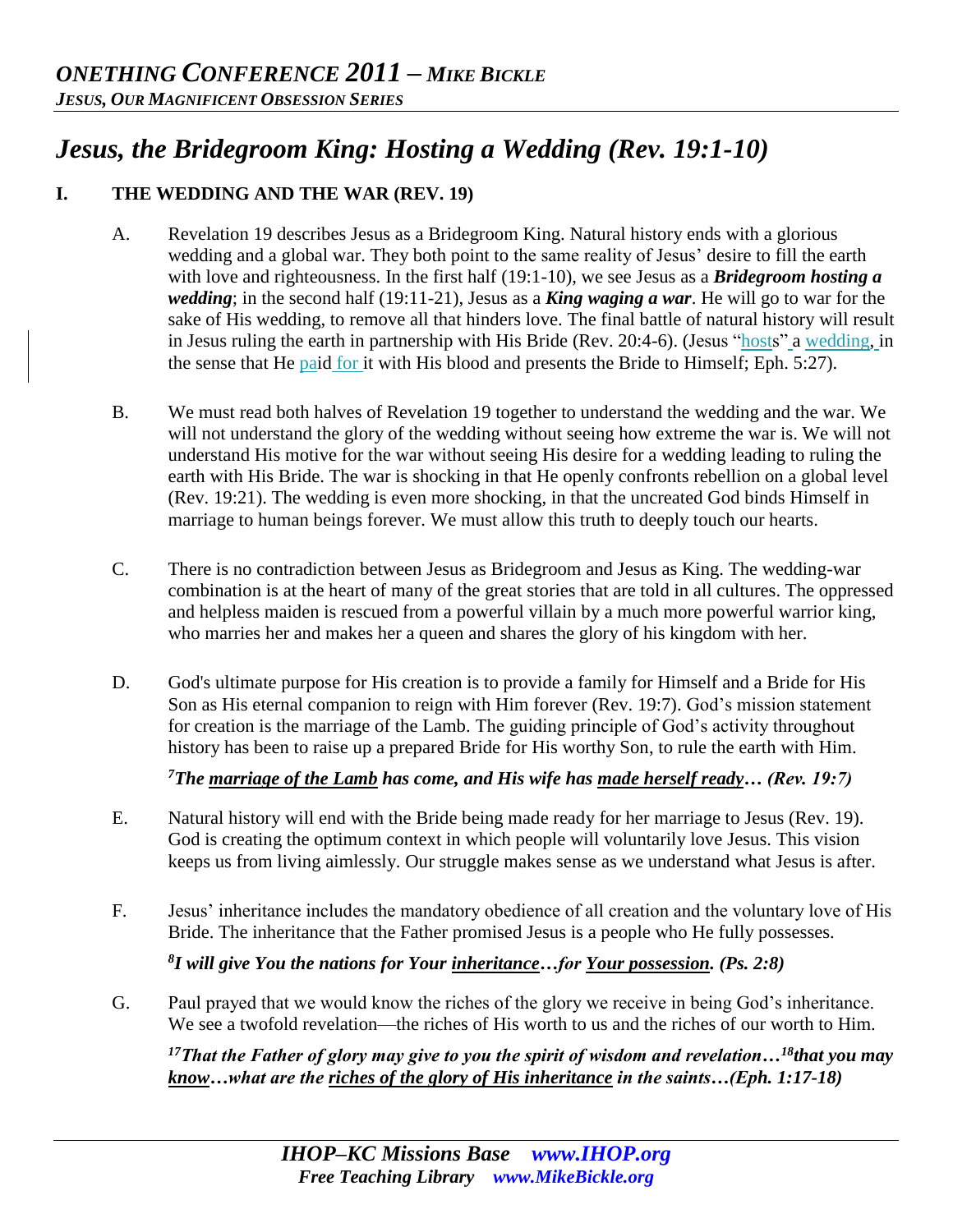# ONETHING CONFERENCE 2011 – MIKE BICKLE

*JESUS, OUR MAGNIFICENT OBSESSION SERIES*

## *Jesus, the Bridegroom King: Hosting a Wedding (Rev. 19:1-10)*

### I. THE WEDDING AND THE WAR (REV. 19)

A. Revelation 19 describes Jesus as a Bridegroom King. Natural history ends with a glorious wedding and a global war. They both point to the same reality of Jesus' desire to fill the earth with love and righteousness. In the first half (19:1-10), we see Jesus as a ***Bridegroom hosting a wedding***; in the second half (19:11-21), Jesus as a ***King waging a war***. He will go to war for the sake of His wedding, to remove all that hinders love. The final battle of natural history will result in Jesus ruling the earth in partnership with His Bride (Rev. 20:4-6). (Jesus "hosts" a wedding, in the sense that He paid for it with His blood and presents the Bride to Himself; Eph. 5:27).

B. We must read both halves of Revelation 19 together to understand the wedding and the war. We will not understand the glory of the wedding without seeing how extreme the war is. We will not understand His motive for the war without seeing His desire for a wedding leading to ruling the earth with His Bride. The war is shocking in that He openly confronts rebellion on a global level (Rev. 19:21). The wedding is even more shocking, in that the uncreated God binds Himself in marriage to human beings forever. We must allow this truth to deeply touch our hearts.

C. There is no contradiction between Jesus as Bridegroom and Jesus as King. The wedding-war combination is at the heart of many of the great stories that are told in all cultures. The oppressed and helpless maiden is rescued from a powerful villain by a much more powerful warrior king, who marries her and makes her a queen and shares the glory of his kingdom with her.

D. God's ultimate purpose for His creation is to provide a family for Himself and a Bride for His Son as His eternal companion to reign with Him forever (Rev. 19:7). God's mission statement for creation is the marriage of the Lamb. The guiding principle of God's activity throughout history has been to raise up a prepared Bride for His worthy Son, to rule the earth with Him.

***[7]The <u>marriage of the Lamb</u> has come, and His wife has <u>made herself ready</u>… (Rev. 19:7)***

E. Natural history will end with the Bride being made ready for her marriage to Jesus (Rev. 19). God is creating the optimum context in which people will voluntarily love Jesus. This vision keeps us from living aimlessly. Our struggle makes sense as we understand what Jesus is after.

F. Jesus' inheritance includes the mandatory obedience of all creation and the voluntary love of His Bride. The inheritance that the Father promised Jesus is a people who He fully possesses.

***[8]I will give You the nations for Your <u>inheritance</u>…for <u>Your possession</u>. (Ps. 2:8)***

G. Paul prayed that we would know the riches of the glory we receive in being God's inheritance. We see a twofold revelation—the riches of His worth to us and the riches of our worth to Him.

***[17]That the Father of glory may give to you the spirit of wisdom and revelation…[18]that you may <u>know</u>…what are the <u>riches of the glory of His inheritance</u> in the saints…(Eph. 1:17-18)***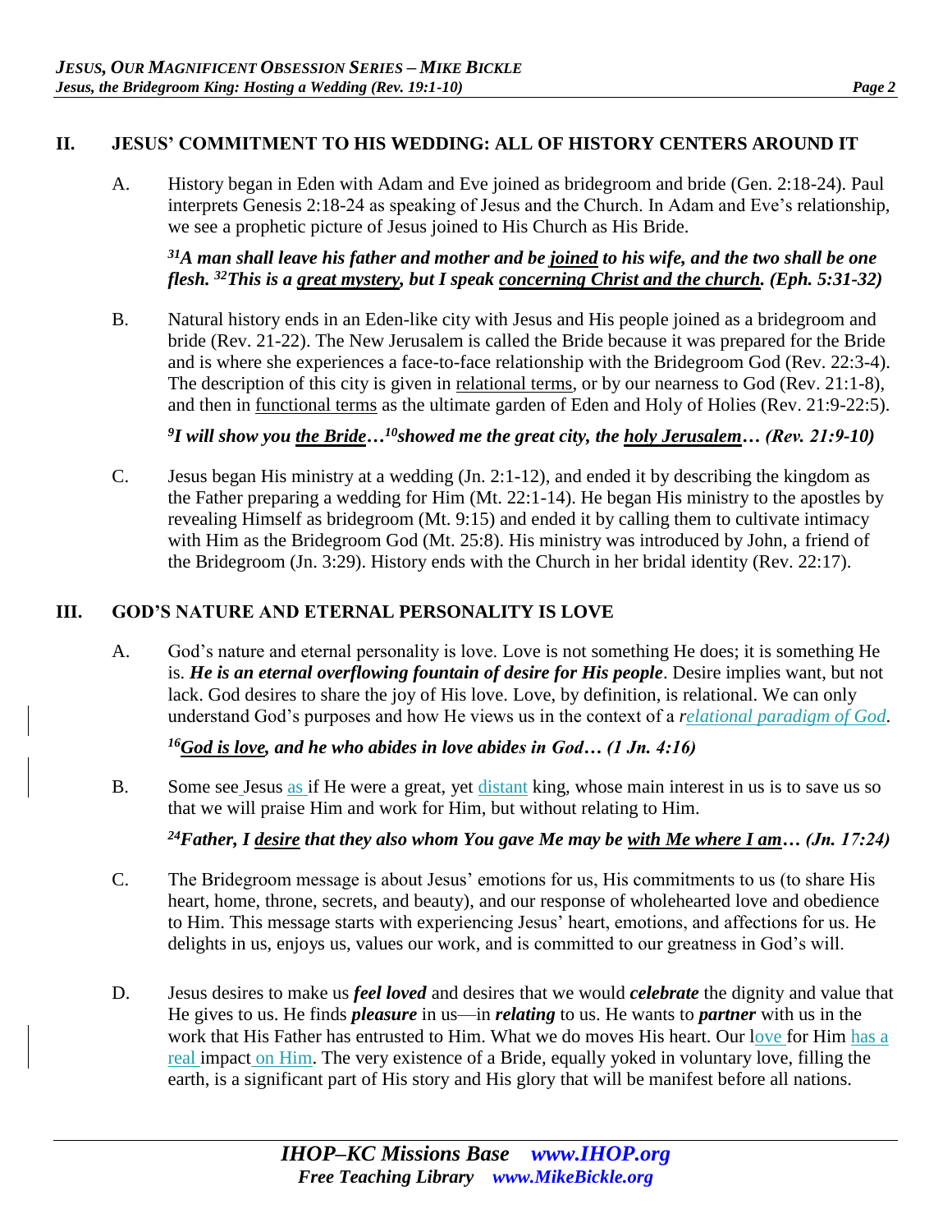## II. JESUS' COMMITMENT TO HIS WEDDING: ALL OF HISTORY CENTERS AROUND IT

A. History began in Eden with Adam and Eve joined as bridegroom and bride (Gen. 2:18-24). Paul interprets Genesis 2:18-24 as speaking of Jesus and the Church. In Adam and Eve's relationship, we see a prophetic picture of Jesus joined to His Church as His Bride.

***[31]A man shall leave his father and mother and be joined to his wife, and the two shall be one flesh. [32]This is a great mystery, but I speak concerning Christ and the church. (Eph. 5:31-32)***

B. Natural history ends in an Eden-like city with Jesus and His people joined as a bridegroom and bride (Rev. 21-22). The New Jerusalem is called the Bride because it was prepared for the Bride and is where she experiences a face-to-face relationship with the Bridegroom God (Rev. 22:3-4). The description of this city is given in relational terms, or by our nearness to God (Rev. 21:1-8), and then in functional terms as the ultimate garden of Eden and Holy of Holies (Rev. 21:9-22:5).

***[9]I will show you the Bride…[10]showed me the great city, the holy Jerusalem… (Rev. 21:9-10)***

C. Jesus began His ministry at a wedding (Jn. 2:1-12), and ended it by describing the kingdom as the Father preparing a wedding for Him (Mt. 22:1-14). He began His ministry to the apostles by revealing Himself as bridegroom (Mt. 9:15) and ended it by calling them to cultivate intimacy with Him as the Bridegroom God (Mt. 25:8). His ministry was introduced by John, a friend of the Bridegroom (Jn. 3:29). History ends with the Church in her bridal identity (Rev. 22:17).

## III. GOD'S NATURE AND ETERNAL PERSONALITY IS LOVE

A. God's nature and eternal personality is love. Love is not something He does; it is something He is. ***He is an eternal overflowing fountain of desire for His people***. Desire implies want, but not lack. God desires to share the joy of His love. Love, by definition, is relational. We can only understand God's purposes and how He views us in the context of a *relational paradigm of God*.

***[16]God is love, and he who abides in love abides in God… (1 Jn. 4:16)***

B. Some see Jesus as if He were a great, yet distant king, whose main interest in us is to save us so that we will praise Him and work for Him, but without relating to Him.

***[24]Father, I desire that they also whom You gave Me may be with Me where I am… (Jn. 17:24)***

C. The Bridegroom message is about Jesus' emotions for us, His commitments to us (to share His heart, home, throne, secrets, and beauty), and our response of wholehearted love and obedience to Him. This message starts with experiencing Jesus' heart, emotions, and affections for us. He delights in us, enjoys us, values our work, and is committed to our greatness in God's will.

D. Jesus desires to make us ***feel loved*** and desires that we would ***celebrate*** the dignity and value that He gives to us. He finds ***pleasure*** in us—in ***relating*** to us. He wants to ***partner*** with us in the work that His Father has entrusted to Him. What we do moves His heart. Our love for Him has a real impact on Him. The very existence of a Bride, equally yoked in voluntary love, filling the earth, is a significant part of His story and His glory that will be manifest before all nations.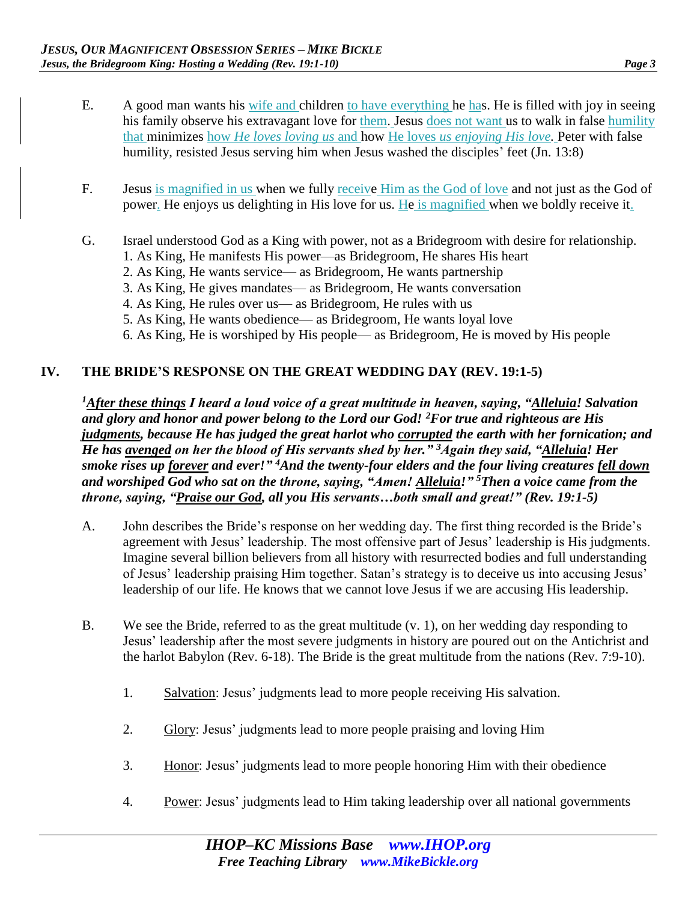E. A good man wants his wife and children to have everything he has. He is filled with joy in seeing his family observe his extravagant love for them. Jesus does not want us to walk in false humility that minimizes how *He loves loving us* and how He loves *us enjoying His love.* Peter with false humility, resisted Jesus serving him when Jesus washed the disciples' feet (Jn. 13:8)

F. Jesus is magnified in us when we fully receive Him as the God of love and not just as the God of power. He enjoys us delighting in His love for us. He is magnified when we boldly receive it.

G. Israel understood God as a King with power, not as a Bridegroom with desire for relationship.
1. As King, He manifests His power—as Bridegroom, He shares His heart
2. As King, He wants service— as Bridegroom, He wants partnership
3. As King, He gives mandates— as Bridegroom, He wants conversation
4. As King, He rules over us— as Bridegroom, He rules with us
5. As King, He wants obedience— as Bridegroom, He wants loyal love
6. As King, He is worshiped by His people— as Bridegroom, He is moved by His people

## IV. THE BRIDE'S RESPONSE ON THE GREAT WEDDING DAY (REV. 19:1-5)

***[1]After these things I heard a loud voice of a great multitude in heaven, saying, "Alleluia! Salvation and glory and honor and power belong to the Lord our God! [2]For true and righteous are His judgments, because He has judged the great harlot who corrupted the earth with her fornication; and He has avenged on her the blood of His servants shed by her." [3]Again they said, "Alleluia! Her smoke rises up forever and ever!" [4]And the twenty-four elders and the four living creatures fell down and worshiped God who sat on the throne, saying, "Amen! Alleluia!" [5]Then a voice came from the throne, saying, "Praise our God, all you His servants…both small and great!" (Rev. 19:1-5)***

A. John describes the Bride's response on her wedding day. The first thing recorded is the Bride's agreement with Jesus' leadership. The most offensive part of Jesus' leadership is His judgments. Imagine several billion believers from all history with resurrected bodies and full understanding of Jesus' leadership praising Him together. Satan's strategy is to deceive us into accusing Jesus' leadership of our life. He knows that we cannot love Jesus if we are accusing His leadership.

B. We see the Bride, referred to as the great multitude (v. 1), on her wedding day responding to Jesus' leadership after the most severe judgments in history are poured out on the Antichrist and the harlot Babylon (Rev. 6-18). The Bride is the great multitude from the nations (Rev. 7:9-10).

1. Salvation: Jesus' judgments lead to more people receiving His salvation.
2. Glory: Jesus' judgments lead to more people praising and loving Him
3. Honor: Jesus' judgments lead to more people honoring Him with their obedience
4. Power: Jesus' judgments lead to Him taking leadership over all national governments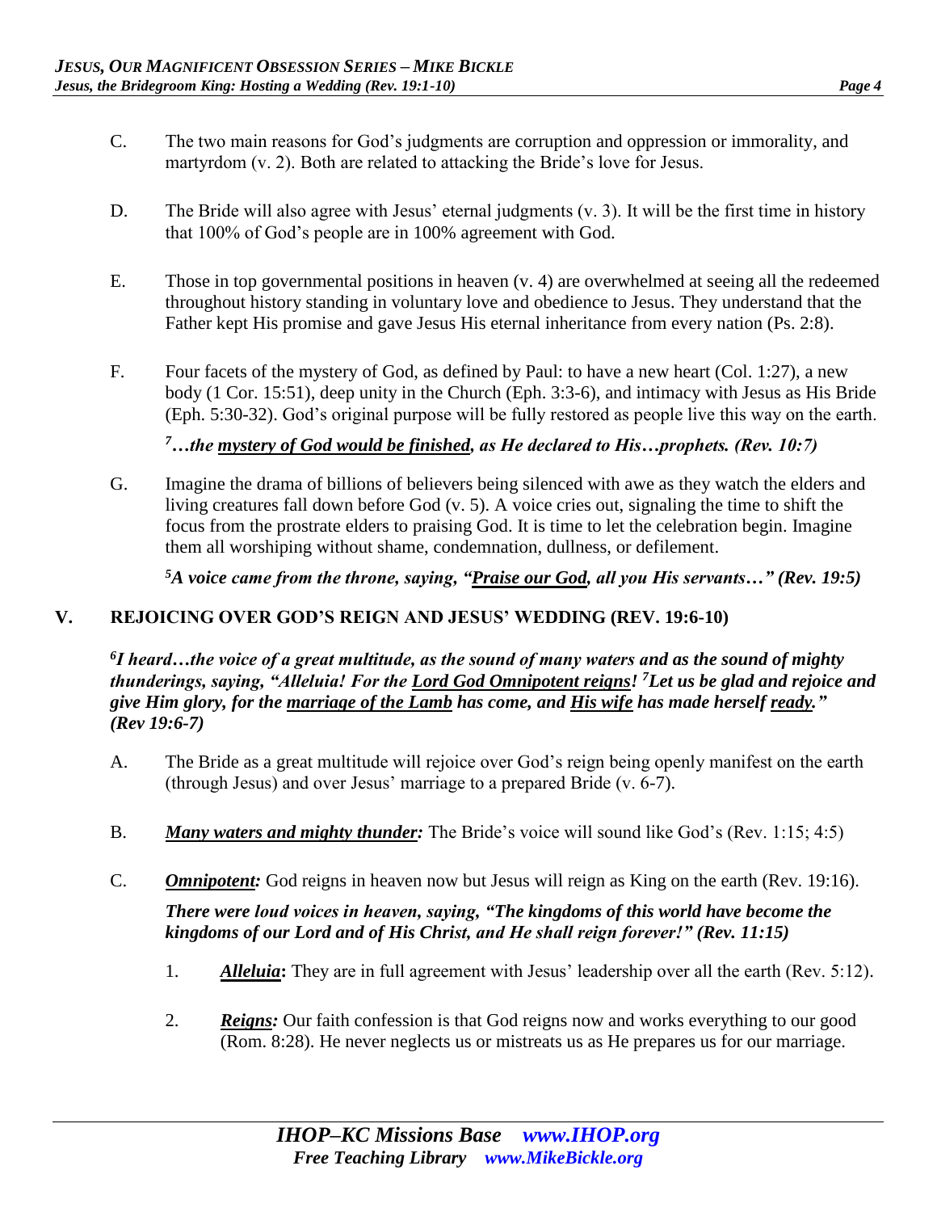C. The two main reasons for God's judgments are corruption and oppression or immorality, and martyrdom (v. 2). Both are related to attacking the Bride's love for Jesus.

D. The Bride will also agree with Jesus' eternal judgments (v. 3). It will be the first time in history that 100% of God's people are in 100% agreement with God.

E. Those in top governmental positions in heaven (v. 4) are overwhelmed at seeing all the redeemed throughout history standing in voluntary love and obedience to Jesus. They understand that the Father kept His promise and gave Jesus His eternal inheritance from every nation (Ps. 2:8).

F. Four facets of the mystery of God, as defined by Paul: to have a new heart (Col. 1:27), a new body (1 Cor. 15:51), deep unity in the Church (Eph. 3:3-6), and intimacy with Jesus as His Bride (Eph. 5:30-32). God's original purpose will be fully restored as people live this way on the earth.

***[7]…the <u>mystery of God would be finished</u>, as He declared to His…prophets. (Rev. 10:7)***

G. Imagine the drama of billions of believers being silenced with awe as they watch the elders and living creatures fall down before God (v. 5). A voice cries out, signaling the time to shift the focus from the prostrate elders to praising God. It is time to let the celebration begin. Imagine them all worshiping without shame, condemnation, dullness, or defilement.

***[5]A voice came from the throne, saying, "<u>Praise our God</u>, all you His servants…" (Rev. 19:5)***

## V. REJOICING OVER GOD'S REIGN AND JESUS' WEDDING (REV. 19:6-10)

***[6]I heard…the voice of a great multitude, as the sound of many waters and as the sound of mighty thunderings, saying, "Alleluia! For the <u>Lord God Omnipotent reigns</u>! [7]Let us be glad and rejoice and give Him glory, for the <u>marriage of the Lamb</u> has come, and <u>His wife</u> has made herself <u>ready</u>." (Rev 19:6-7)***

A. The Bride as a great multitude will rejoice over God's reign being openly manifest on the earth (through Jesus) and over Jesus' marriage to a prepared Bride (v. 6-7).

B. ***<u>Many waters and mighty thunder</u>:*** The Bride's voice will sound like God's (Rev. 1:15; 4:5)

C. ***<u>Omnipotent</u>:*** God reigns in heaven now but Jesus will reign as King on the earth (Rev. 19:16).

***There were loud voices in heaven, saying, "The kingdoms of this world have become the kingdoms of our Lord and of His Christ, and He shall reign forever!" (Rev. 11:15)***

1. ***<u>Alleluia</u>*:** They are in full agreement with Jesus' leadership over all the earth (Rev. 5:12).

2. ***<u>Reigns</u>:*** Our faith confession is that God reigns now and works everything to our good (Rom. 8:28). He never neglects us or mistreats us as He prepares us for our marriage.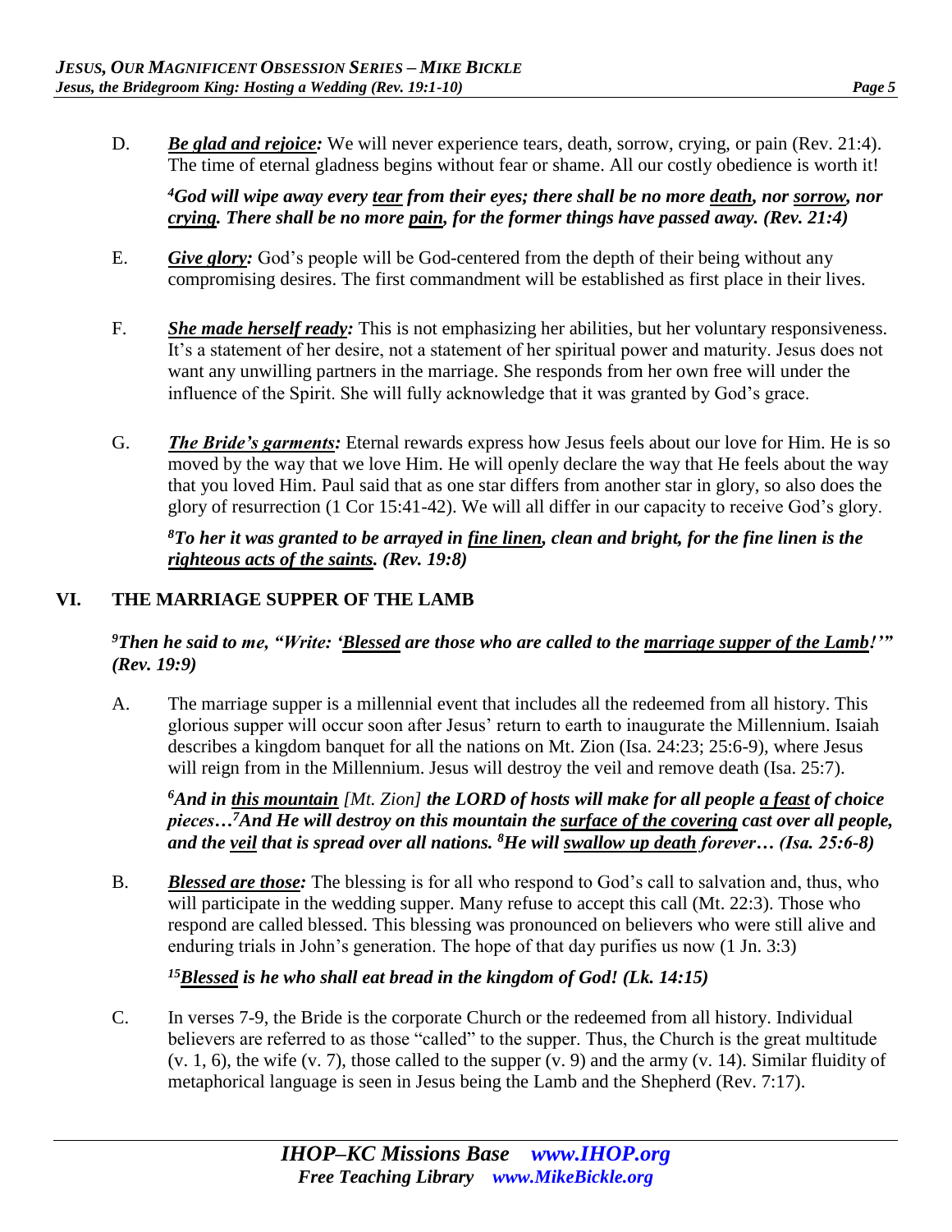D. ***Be glad and rejoice:*** We will never experience tears, death, sorrow, crying, or pain (Rev. 21:4). The time of eternal gladness begins without fear or shame. All our costly obedience is worth it!

> ***[4]God will wipe away every tear from their eyes; there shall be no more death, nor sorrow, nor crying. There shall be no more pain, for the former things have passed away. (Rev. 21:4)***

E. ***Give glory:*** God's people will be God-centered from the depth of their being without any compromising desires. The first commandment will be established as first place in their lives.

F. ***She made herself ready:*** This is not emphasizing her abilities, but her voluntary responsiveness. It's a statement of her desire, not a statement of her spiritual power and maturity. Jesus does not want any unwilling partners in the marriage. She responds from her own free will under the influence of the Spirit. She will fully acknowledge that it was granted by God's grace.

G. ***The Bride's garments:*** Eternal rewards express how Jesus feels about our love for Him. He is so moved by the way that we love Him. He will openly declare the way that He feels about the way that you loved Him. Paul said that as one star differs from another star in glory, so also does the glory of resurrection (1 Cor 15:41-42). We will all differ in our capacity to receive God's glory.

> ***[8]To her it was granted to be arrayed in fine linen, clean and bright, for the fine linen is the righteous acts of the saints. (Rev. 19:8)***

## VI. THE MARRIAGE SUPPER OF THE LAMB

***[9]Then he said to me, "Write: 'Blessed are those who are called to the marriage supper of the Lamb!'" (Rev. 19:9)***

A. The marriage supper is a millennial event that includes all the redeemed from all history. This glorious supper will occur soon after Jesus' return to earth to inaugurate the Millennium. Isaiah describes a kingdom banquet for all the nations on Mt. Zion (Isa. 24:23; 25:6-9), where Jesus will reign from in the Millennium. Jesus will destroy the veil and remove death (Isa. 25:7).

> ***[6]And in this mountain [Mt. Zion] the LORD of hosts will make for all people a feast of choice pieces…[7]And He will destroy on this mountain the surface of the covering cast over all people, and the veil that is spread over all nations. [8]He will swallow up death forever… (Isa. 25:6-8)***

B. ***Blessed are those:*** The blessing is for all who respond to God's call to salvation and, thus, who will participate in the wedding supper. Many refuse to accept this call (Mt. 22:3). Those who respond are called blessed. This blessing was pronounced on believers who were still alive and enduring trials in John's generation. The hope of that day purifies us now (1 Jn. 3:3)

> ***[15]Blessed is he who shall eat bread in the kingdom of God! (Lk. 14:15)***

C. In verses 7-9, the Bride is the corporate Church or the redeemed from all history. Individual believers are referred to as those "called" to the supper. Thus, the Church is the great multitude (v. 1, 6), the wife (v. 7), those called to the supper (v. 9) and the army (v. 14). Similar fluidity of metaphorical language is seen in Jesus being the Lamb and the Shepherd (Rev. 7:17).